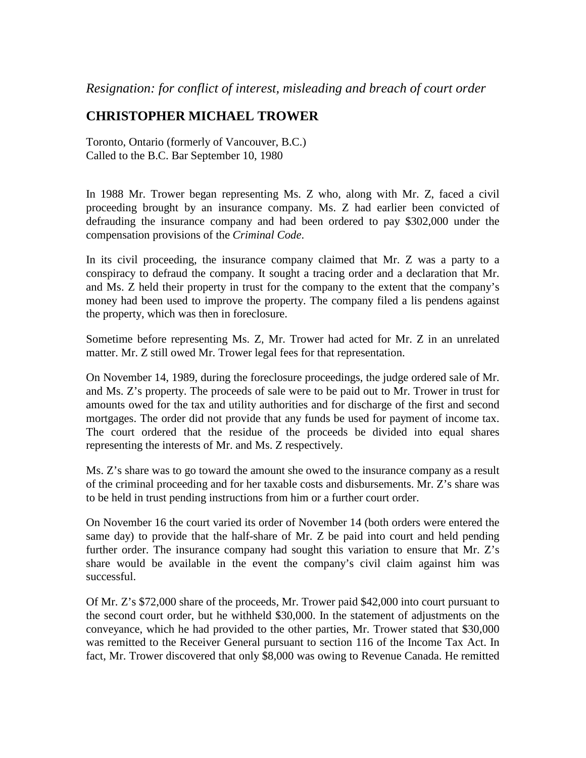*Resignation: for conflict of interest, misleading and breach of court order*

## CHRISTOPHER MICHAEL TROWER

Toronto, Ontario (formerly of Vancouver, B.C.)
Called to the B.C. Bar September 10, 1980

In 1988 Mr. Trower began representing Ms. Z who, along with Mr. Z, faced a civil proceeding brought by an insurance company. Ms. Z had earlier been convicted of defrauding the insurance company and had been ordered to pay $302,000 under the compensation provisions of the *Criminal Code*.

In its civil proceeding, the insurance company claimed that Mr. Z was a party to a conspiracy to defraud the company. It sought a tracing order and a declaration that Mr. and Ms. Z held their property in trust for the company to the extent that the company's money had been used to improve the property. The company filed a lis pendens against the property, which was then in foreclosure.

Sometime before representing Ms. Z, Mr. Trower had acted for Mr. Z in an unrelated matter. Mr. Z still owed Mr. Trower legal fees for that representation.

On November 14, 1989, during the foreclosure proceedings, the judge ordered sale of Mr. and Ms. Z's property. The proceeds of sale were to be paid out to Mr. Trower in trust for amounts owed for the tax and utility authorities and for discharge of the first and second mortgages. The order did not provide that any funds be used for payment of income tax. The court ordered that the residue of the proceeds be divided into equal shares representing the interests of Mr. and Ms. Z respectively.

Ms. Z's share was to go toward the amount she owed to the insurance company as a result of the criminal proceeding and for her taxable costs and disbursements. Mr. Z's share was to be held in trust pending instructions from him or a further court order.

On November 16 the court varied its order of November 14 (both orders were entered the same day) to provide that the half-share of Mr. Z be paid into court and held pending further order. The insurance company had sought this variation to ensure that Mr. Z's share would be available in the event the company's civil claim against him was successful.

Of Mr. Z's $72,000 share of the proceeds, Mr. Trower paid $42,000 into court pursuant to the second court order, but he withheld $30,000. In the statement of adjustments on the conveyance, which he had provided to the other parties, Mr. Trower stated that $30,000 was remitted to the Receiver General pursuant to section 116 of the Income Tax Act. In fact, Mr. Trower discovered that only $8,000 was owing to Revenue Canada. He remitted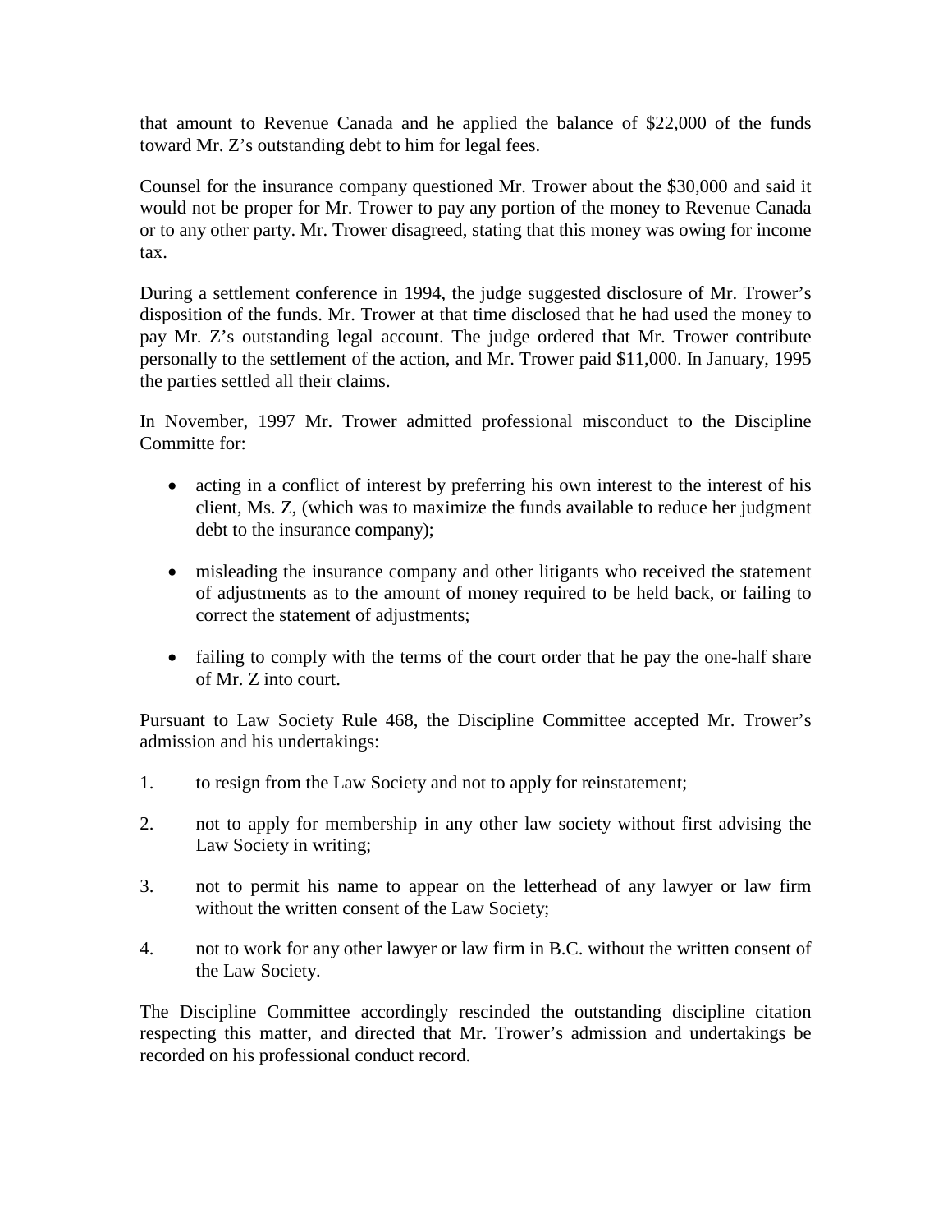that amount to Revenue Canada and he applied the balance of $22,000 of the funds toward Mr. Z's outstanding debt to him for legal fees.

Counsel for the insurance company questioned Mr. Trower about the $30,000 and said it would not be proper for Mr. Trower to pay any portion of the money to Revenue Canada or to any other party. Mr. Trower disagreed, stating that this money was owing for income tax.

During a settlement conference in 1994, the judge suggested disclosure of Mr. Trower's disposition of the funds. Mr. Trower at that time disclosed that he had used the money to pay Mr. Z's outstanding legal account. The judge ordered that Mr. Trower contribute personally to the settlement of the action, and Mr. Trower paid $11,000. In January, 1995 the parties settled all their claims.

In November, 1997 Mr. Trower admitted professional misconduct to the Discipline Committe for:

- acting in a conflict of interest by preferring his own interest to the interest of his client, Ms. Z, (which was to maximize the funds available to reduce her judgment debt to the insurance company);
- misleading the insurance company and other litigants who received the statement of adjustments as to the amount of money required to be held back, or failing to correct the statement of adjustments;
- failing to comply with the terms of the court order that he pay the one-half share of Mr. Z into court.

Pursuant to Law Society Rule 468, the Discipline Committee accepted Mr. Trower's admission and his undertakings:

1. to resign from the Law Society and not to apply for reinstatement;
2. not to apply for membership in any other law society without first advising the Law Society in writing;
3. not to permit his name to appear on the letterhead of any lawyer or law firm without the written consent of the Law Society;
4. not to work for any other lawyer or law firm in B.C. without the written consent of the Law Society.

The Discipline Committee accordingly rescinded the outstanding discipline citation respecting this matter, and directed that Mr. Trower's admission and undertakings be recorded on his professional conduct record.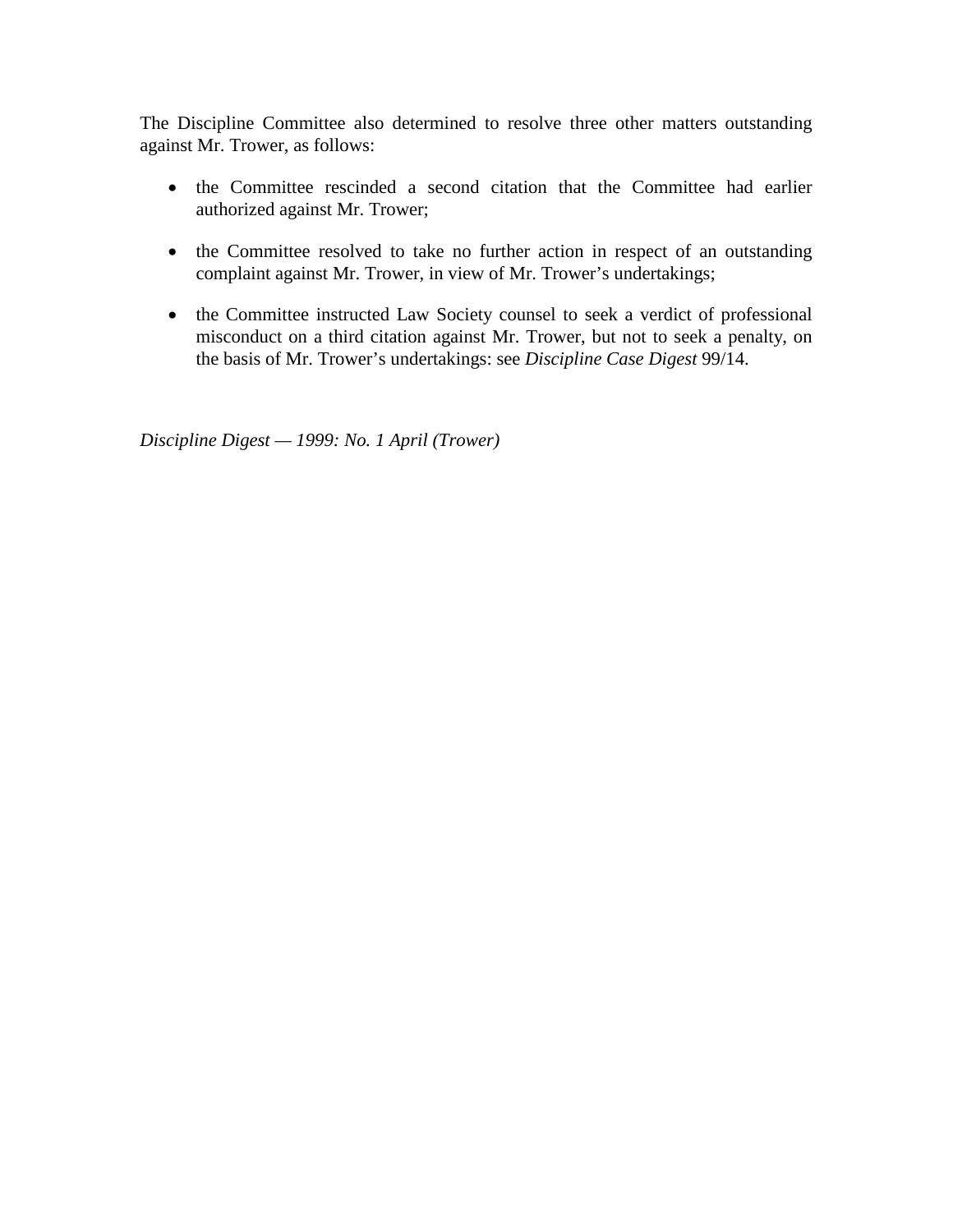The Discipline Committee also determined to resolve three other matters outstanding against Mr. Trower, as follows:

- the Committee rescinded a second citation that the Committee had earlier authorized against Mr. Trower;
- the Committee resolved to take no further action in respect of an outstanding complaint against Mr. Trower, in view of Mr. Trower's undertakings;
- the Committee instructed Law Society counsel to seek a verdict of professional misconduct on a third citation against Mr. Trower, but not to seek a penalty, on the basis of Mr. Trower's undertakings: see *Discipline Case Digest* 99/14.

*Discipline Digest — 1999: No. 1 April (Trower)*